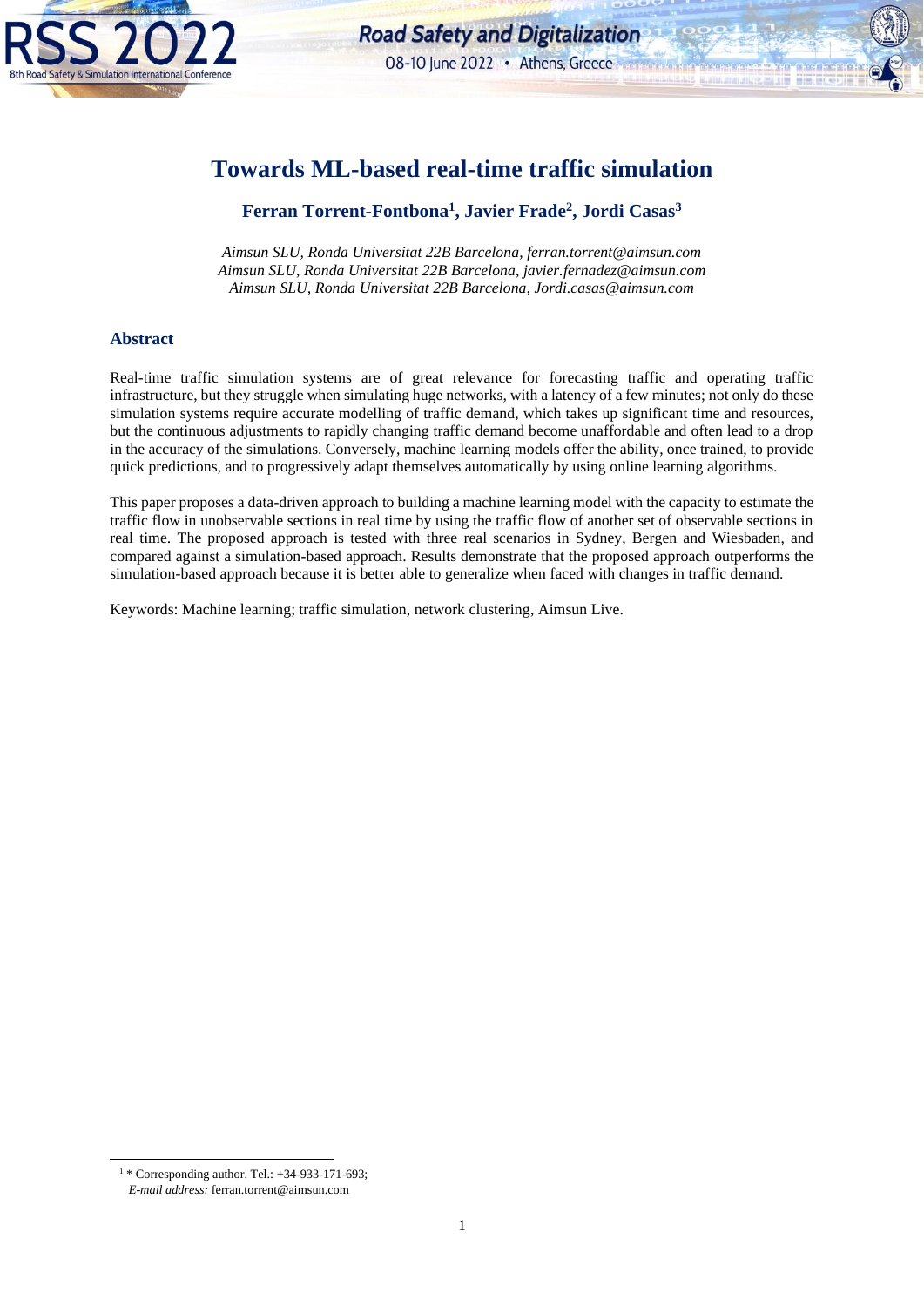# Towards ML-based real-time traffic simulation

**Ferran Torrent-Fontbona[1], Javier Frade[2], Jordi Casas[3]**

*Aimsun SLU, Ronda Universitat 22B Barcelona, ferran.torrent@aimsun.com*
*Aimsun SLU, Ronda Universitat 22B Barcelona, javier.fernadez@aimsun.com*
*Aimsun SLU, Ronda Universitat 22B Barcelona, Jordi.casas@aimsun.com*

## Abstract

Real-time traffic simulation systems are of great relevance for forecasting traffic and operating traffic infrastructure, but they struggle when simulating huge networks, with a latency of a few minutes; not only do these simulation systems require accurate modelling of traffic demand, which takes up significant time and resources, but the continuous adjustments to rapidly changing traffic demand become unaffordable and often lead to a drop in the accuracy of the simulations. Conversely, machine learning models offer the ability, once trained, to provide quick predictions, and to progressively adapt themselves automatically by using online learning algorithms.

This paper proposes a data-driven approach to building a machine learning model with the capacity to estimate the traffic flow in unobservable sections in real time by using the traffic flow of another set of observable sections in real time. The proposed approach is tested with three real scenarios in Sydney, Bergen and Wiesbaden, and compared against a simulation-based approach. Results demonstrate that the proposed approach outperforms the simulation-based approach because it is better able to generalize when faced with changes in traffic demand.

Keywords: Machine learning; traffic simulation, network clustering, Aimsun Live.

---

[1] * Corresponding author. Tel.: +34-933-171-693;
*E-mail address:* ferran.torrent@aimsun.com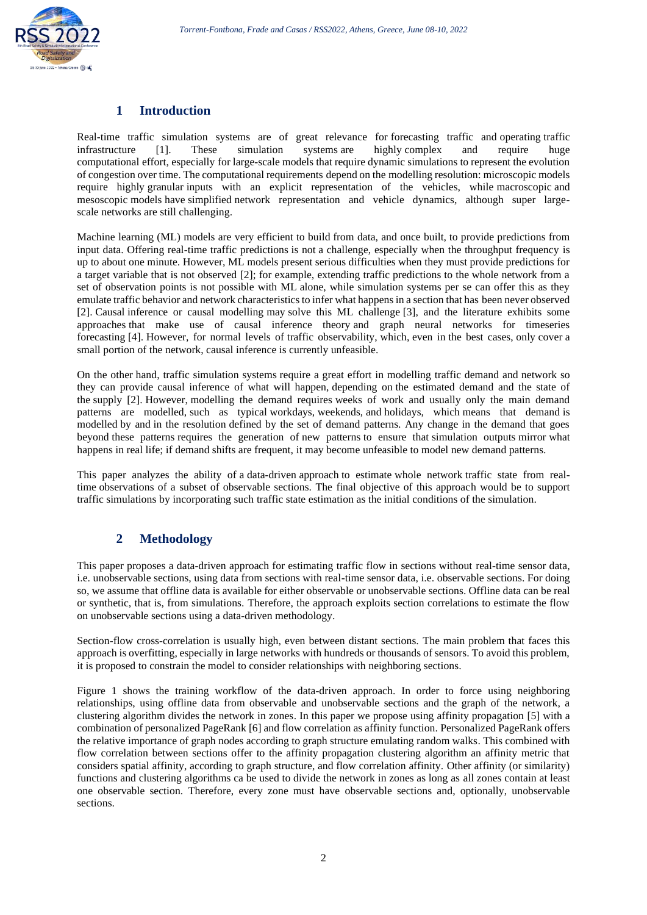## 1 Introduction

Real-time traffic simulation systems are of great relevance for forecasting traffic and operating traffic infrastructure [1]. These simulation systems are highly complex and require huge computational effort, especially for large-scale models that require dynamic simulations to represent the evolution of congestion over time. The computational requirements depend on the modelling resolution: microscopic models require highly granular inputs with an explicit representation of the vehicles, while macroscopic and mesoscopic models have simplified network representation and vehicle dynamics, although super large-scale networks are still challenging.

Machine learning (ML) models are very efficient to build from data, and once built, to provide predictions from input data. Offering real-time traffic predictions is not a challenge, especially when the throughput frequency is up to about one minute. However, ML models present serious difficulties when they must provide predictions for a target variable that is not observed [2]; for example, extending traffic predictions to the whole network from a set of observation points is not possible with ML alone, while simulation systems per se can offer this as they emulate traffic behavior and network characteristics to infer what happens in a section that has been never observed [2]. Causal inference or causal modelling may solve this ML challenge [3], and the literature exhibits some approaches that make use of causal inference theory and graph neural networks for timeseries forecasting [4]. However, for normal levels of traffic observability, which, even in the best cases, only cover a small portion of the network, causal inference is currently unfeasible.

On the other hand, traffic simulation systems require a great effort in modelling traffic demand and network so they can provide causal inference of what will happen, depending on the estimated demand and the state of the supply [2]. However, modelling the demand requires weeks of work and usually only the main demand patterns are modelled, such as typical workdays, weekends, and holidays, which means that demand is modelled by and in the resolution defined by the set of demand patterns. Any change in the demand that goes beyond these patterns requires the generation of new patterns to ensure that simulation outputs mirror what happens in real life; if demand shifts are frequent, it may become unfeasible to model new demand patterns.

This paper analyzes the ability of a data-driven approach to estimate whole network traffic state from real-time observations of a subset of observable sections. The final objective of this approach would be to support traffic simulations by incorporating such traffic state estimation as the initial conditions of the simulation.

## 2 Methodology

This paper proposes a data-driven approach for estimating traffic flow in sections without real-time sensor data, i.e. unobservable sections, using data from sections with real-time sensor data, i.e. observable sections. For doing so, we assume that offline data is available for either observable or unobservable sections. Offline data can be real or synthetic, that is, from simulations. Therefore, the approach exploits section correlations to estimate the flow on unobservable sections using a data-driven methodology.

Section-flow cross-correlation is usually high, even between distant sections. The main problem that faces this approach is overfitting, especially in large networks with hundreds or thousands of sensors. To avoid this problem, it is proposed to constrain the model to consider relationships with neighboring sections.

Figure 1 shows the training workflow of the data-driven approach. In order to force using neighboring relationships, using offline data from observable and unobservable sections and the graph of the network, a clustering algorithm divides the network in zones. In this paper we propose using affinity propagation [5] with a combination of personalized PageRank [6] and flow correlation as affinity function. Personalized PageRank offers the relative importance of graph nodes according to graph structure emulating random walks. This combined with flow correlation between sections offer to the affinity propagation clustering algorithm an affinity metric that considers spatial affinity, according to graph structure, and flow correlation affinity. Other affinity (or similarity) functions and clustering algorithms ca be used to divide the network in zones as long as all zones contain at least one observable section. Therefore, every zone must have observable sections and, optionally, unobservable sections.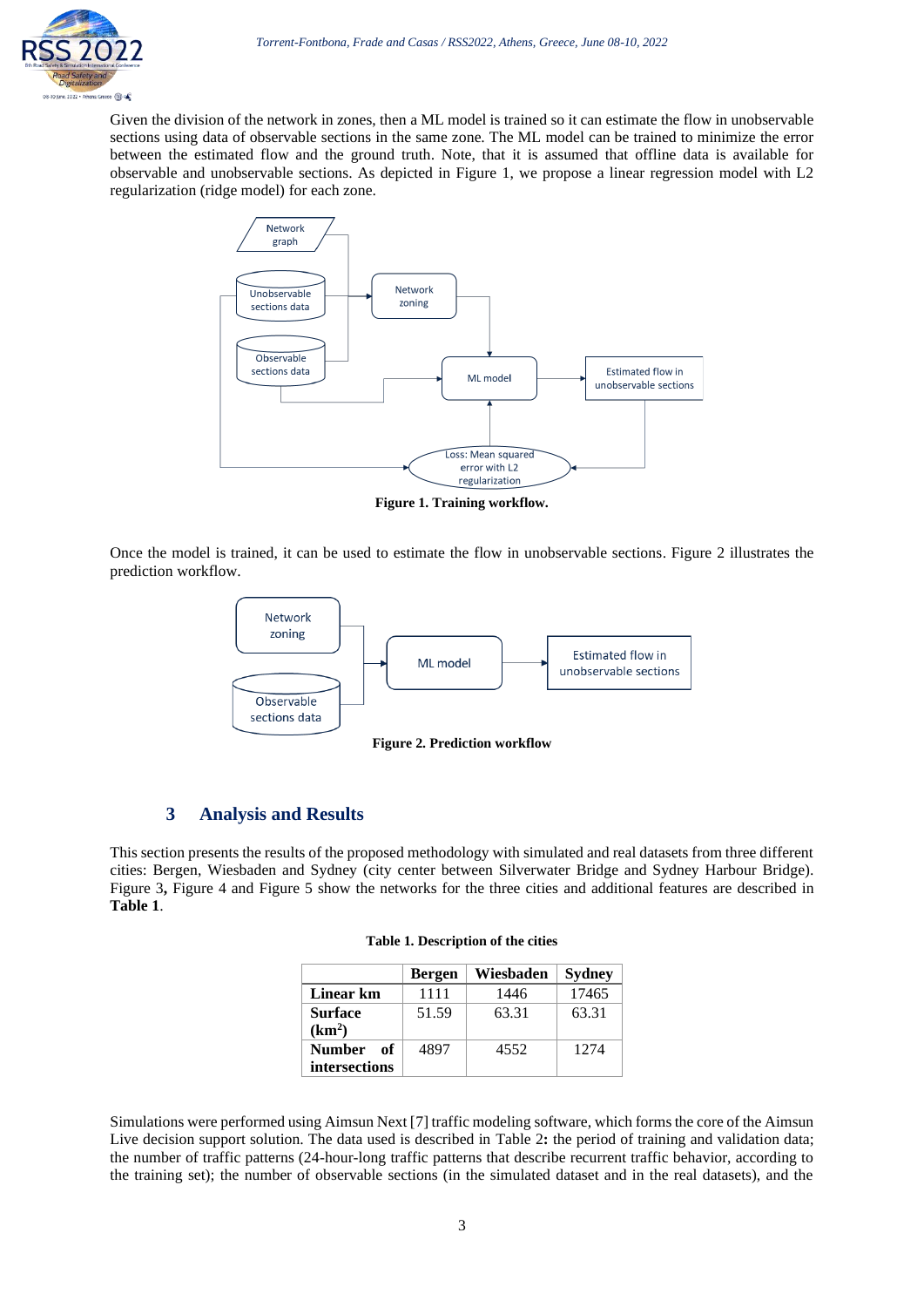Given the division of the network in zones, then a ML model is trained so it can estimate the flow in unobservable sections using data of observable sections in the same zone. The ML model can be trained to minimize the error between the estimated flow and the ground truth. Note, that it is assumed that offline data is available for observable and unobservable sections. As depicted in Figure 1, we propose a linear regression model with L2 regularization (ridge model) for each zone.

**Figure 1. Training workflow.**

Once the model is trained, it can be used to estimate the flow in unobservable sections. Figure 2 illustrates the prediction workflow.

**Figure 2. Prediction workflow**

## 3 Analysis and Results

This section presents the results of the proposed methodology with simulated and real datasets from three different cities: Bergen, Wiesbaden and Sydney (city center between Silverwater Bridge and Sydney Harbour Bridge). Figure 3**,** Figure 4 and Figure 5 show the networks for the three cities and additional features are described in **Table 1**.

**Table 1. Description of the cities**

| | **Bergen** | **Wiesbaden** | **Sydney** |
|---|---|---|---|
| **Linear km** | 1111 | 1446 | 17465 |
| **Surface ($km^2$)** | 51.59 | 63.31 | 63.31 |
| **Number of intersections** | 4897 | 4552 | 1274 |

Simulations were performed using Aimsun Next [7] traffic modeling software, which forms the core of the Aimsun Live decision support solution. The data used is described in Table 2**:** the period of training and validation data; the number of traffic patterns (24-hour-long traffic patterns that describe recurrent traffic behavior, according to the training set); the number of observable sections (in the simulated dataset and in the real datasets), and the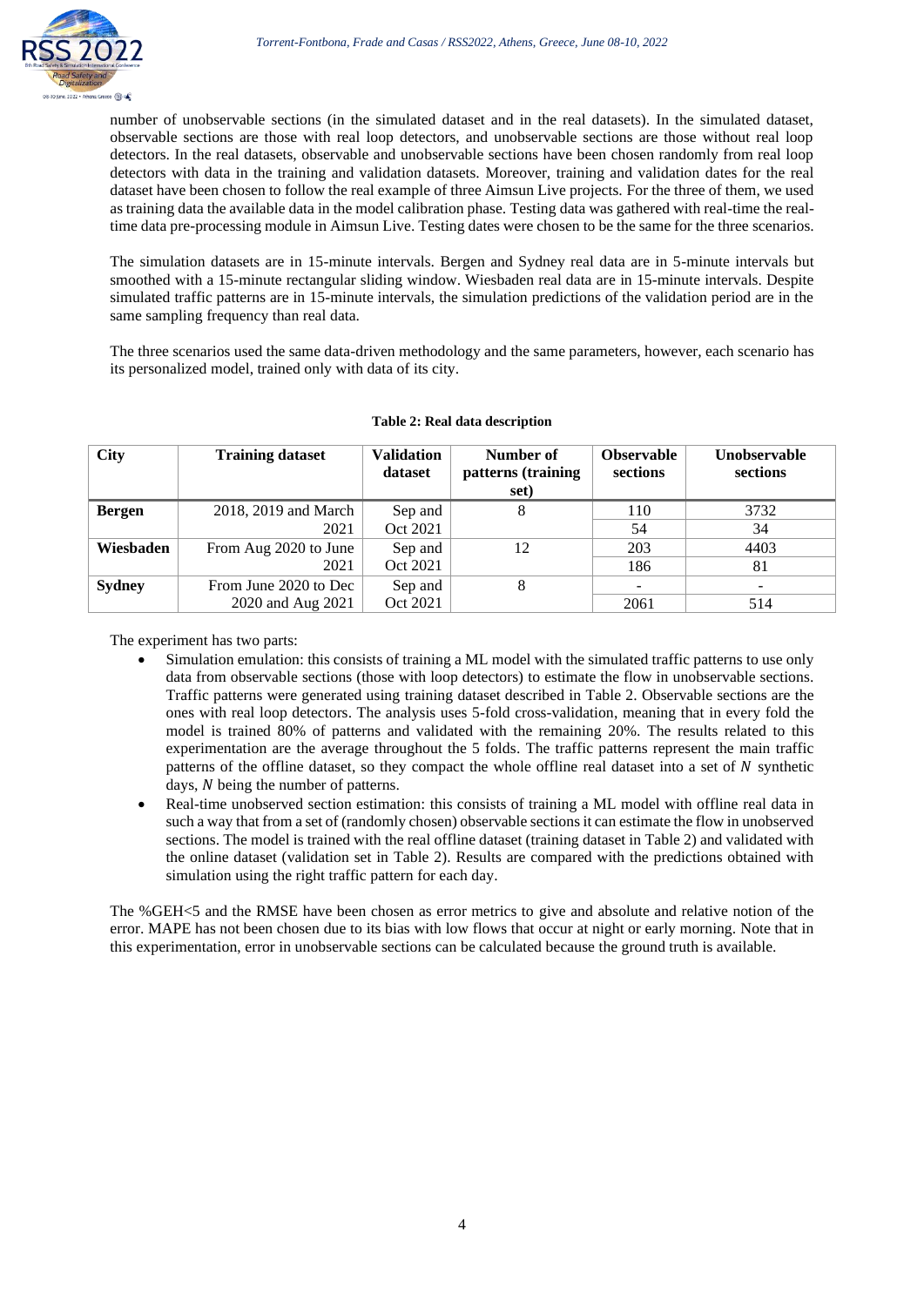number of unobservable sections (in the simulated dataset and in the real datasets). In the simulated dataset, observable sections are those with real loop detectors, and unobservable sections are those without real loop detectors. In the real datasets, observable and unobservable sections have been chosen randomly from real loop detectors with data in the training and validation datasets. Moreover, training and validation dates for the real dataset have been chosen to follow the real example of three Aimsun Live projects. For the three of them, we used as training data the available data in the model calibration phase. Testing data was gathered with real-time the real-time data pre-processing module in Aimsun Live. Testing dates were chosen to be the same for the three scenarios.

The simulation datasets are in 15-minute intervals. Bergen and Sydney real data are in 5-minute intervals but smoothed with a 15-minute rectangular sliding window. Wiesbaden real data are in 15-minute intervals. Despite simulated traffic patterns are in 15-minute intervals, the simulation predictions of the validation period are in the same sampling frequency than real data.

The three scenarios used the same data-driven methodology and the same parameters, however, each scenario has its personalized model, trained only with data of its city.

**Table 2: Real data description**

| City | Training dataset | Validation dataset | Number of patterns (training set) | Observable sections | Unobservable sections |
|---|---|---|---|---|---|
| **Bergen** | 2018, 2019 and March 2021 | Sep and Oct 2021 | 8 | 110 | 3732 |
| | | | | 54 | 34 |
| **Wiesbaden** | From Aug 2020 to June 2021 | Sep and Oct 2021 | 12 | 203 | 4403 |
| | | | | 186 | 81 |
| **Sydney** | From June 2020 to Dec 2020 and Aug 2021 | Sep and Oct 2021 | 8 | - | - |
| | | | | 2061 | 514 |

The experiment has two parts:

- Simulation emulation: this consists of training a ML model with the simulated traffic patterns to use only data from observable sections (those with loop detectors) to estimate the flow in unobservable sections. Traffic patterns were generated using training dataset described in Table 2. Observable sections are the ones with real loop detectors. The analysis uses 5-fold cross-validation, meaning that in every fold the model is trained 80% of patterns and validated with the remaining 20%. The results related to this experimentation are the average throughout the 5 folds. The traffic patterns represent the main traffic patterns of the offline dataset, so they compact the whole offline real dataset into a set of $N$ synthetic days, $N$ being the number of patterns.
- Real-time unobserved section estimation: this consists of training a ML model with offline real data in such a way that from a set of (randomly chosen) observable sections it can estimate the flow in unobserved sections. The model is trained with the real offline dataset (training dataset in Table 2) and validated with the online dataset (validation set in Table 2). Results are compared with the predictions obtained with simulation using the right traffic pattern for each day.

The %GEH<5 and the RMSE have been chosen as error metrics to give and absolute and relative notion of the error. MAPE has not been chosen due to its bias with low flows that occur at night or early morning. Note that in this experimentation, error in unobservable sections can be calculated because the ground truth is available.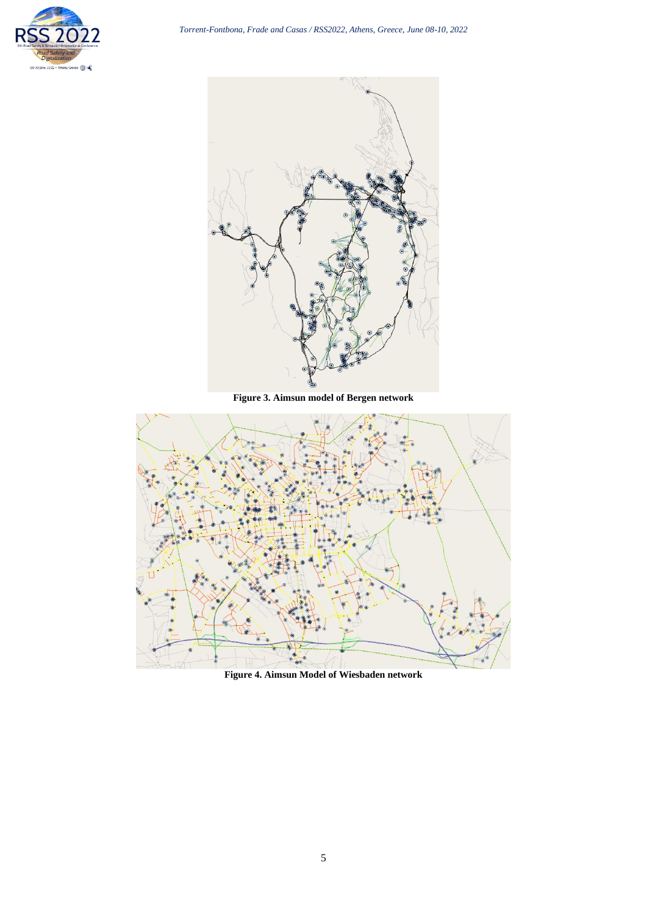**Figure 3. Aimsun model of Bergen network**

**Figure 4. Aimsun Model of Wiesbaden network**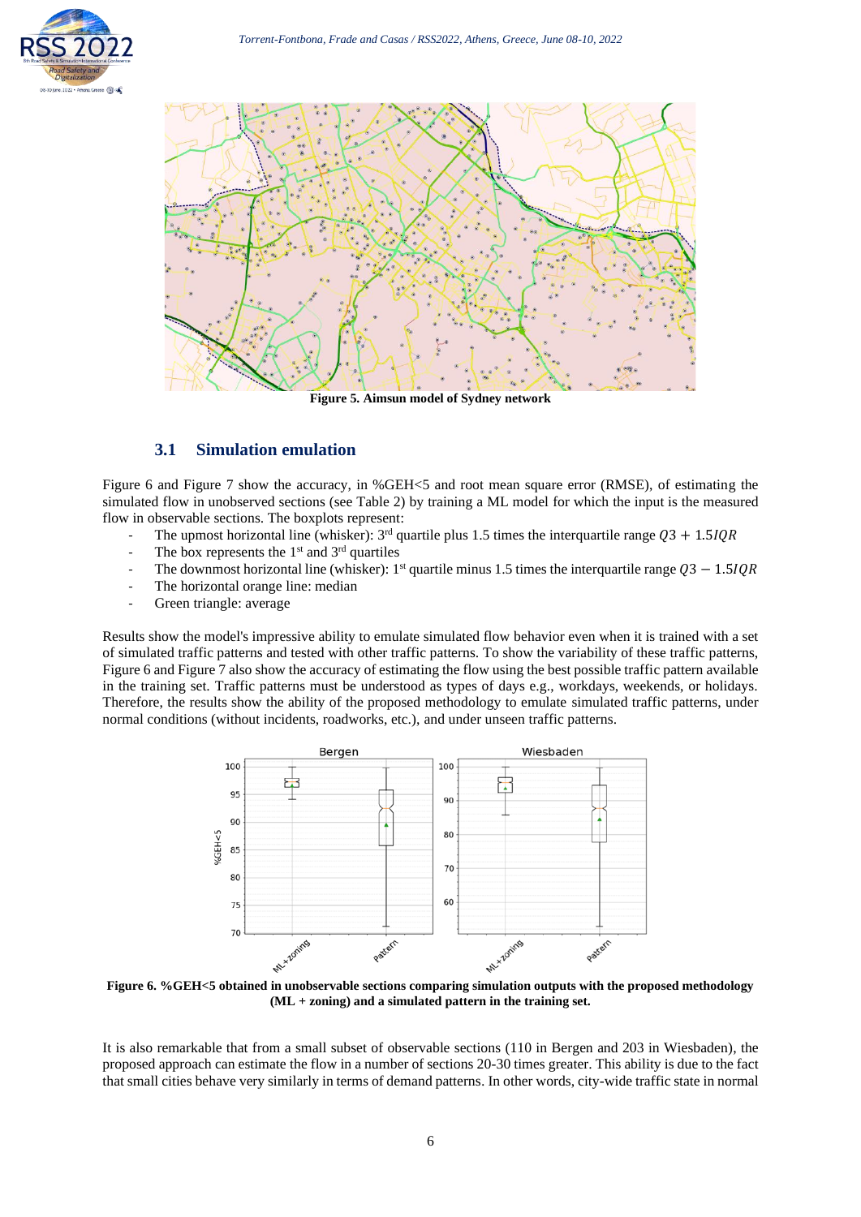**Figure 5. Aimsun model of Sydney network**

## 3.1 Simulation emulation

Figure 6 and Figure 7 show the accuracy, in %GEH<5 and root mean square error (RMSE), of estimating the simulated flow in unobserved sections (see Table 2) by training a ML model for which the input is the measured flow in observable sections. The boxplots represent:

- The upmost horizontal line (whisker): 3rd quartile plus 1.5 times the interquartile range $Q3 + 1.5IQR$
- The box represents the 1st and 3rd quartiles
- The downmost horizontal line (whisker): 1st quartile minus 1.5 times the interquartile range $Q3 - 1.5IQR$
- The horizontal orange line: median
- Green triangle: average

Results show the model's impressive ability to emulate simulated flow behavior even when it is trained with a set of simulated traffic patterns and tested with other traffic patterns. To show the variability of these traffic patterns, Figure 6 and Figure 7 also show the accuracy of estimating the flow using the best possible traffic pattern available in the training set. Traffic patterns must be understood as types of days e.g., workdays, weekends, or holidays. Therefore, the results show the ability of the proposed methodology to emulate simulated traffic patterns, under normal conditions (without incidents, roadworks, etc.), and under unseen traffic patterns.

**Figure 6. %GEH<5 obtained in unobservable sections comparing simulation outputs with the proposed methodology (ML + zoning) and a simulated pattern in the training set.**

It is also remarkable that from a small subset of observable sections (110 in Bergen and 203 in Wiesbaden), the proposed approach can estimate the flow in a number of sections 20-30 times greater. This ability is due to the fact that small cities behave very similarly in terms of demand patterns. In other words, city-wide traffic state in normal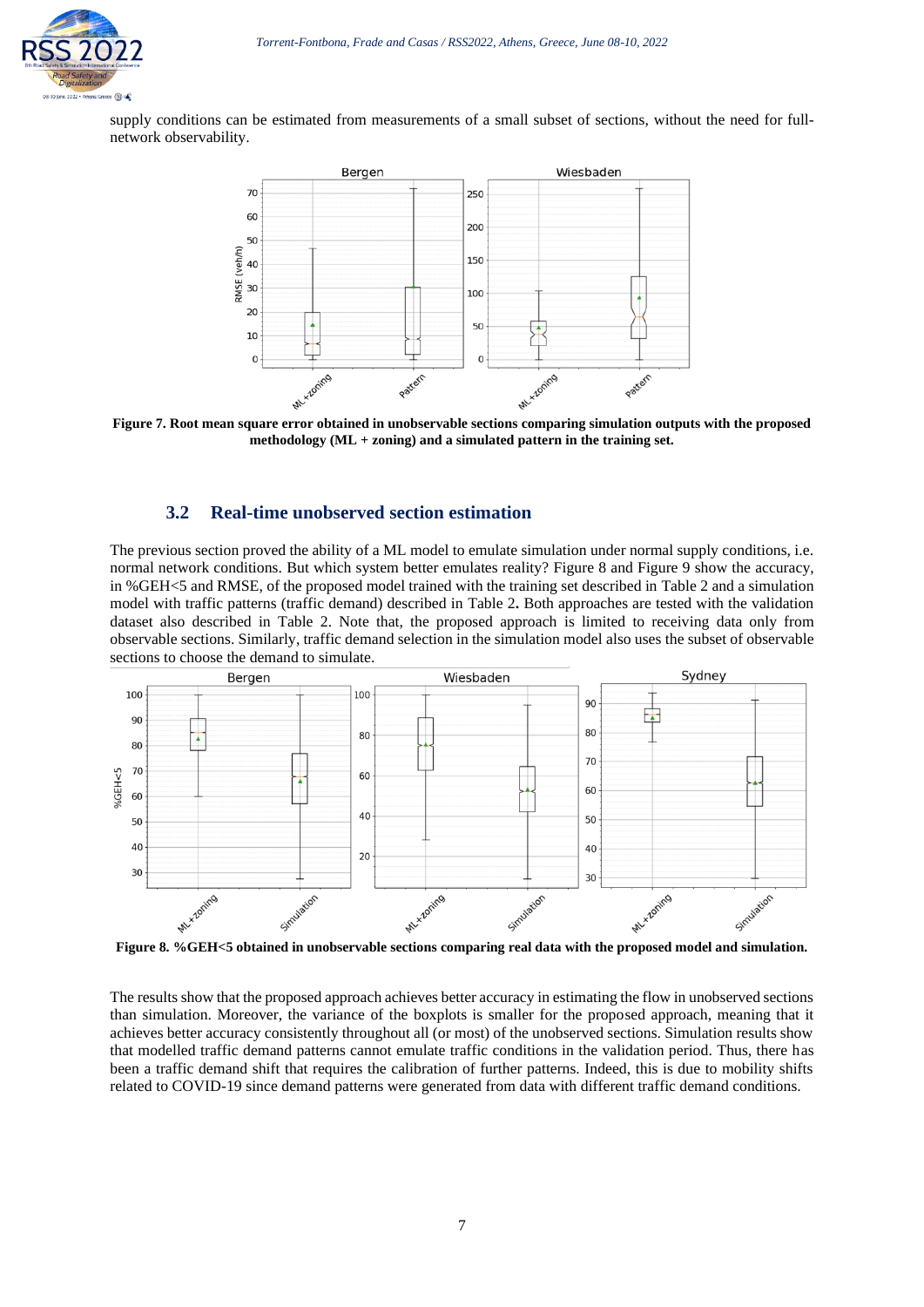supply conditions can be estimated from measurements of a small subset of sections, without the need for full-network observability.

**Figure 7. Root mean square error obtained in unobservable sections comparing simulation outputs with the proposed methodology (ML + zoning) and a simulated pattern in the training set.**

### 3.2 Real-time unobserved section estimation

The previous section proved the ability of a ML model to emulate simulation under normal supply conditions, i.e. normal network conditions. But which system better emulates reality? Figure 8 and Figure 9 show the accuracy, in %GEH<5 and RMSE, of the proposed model trained with the training set described in Table 2 and a simulation model with traffic patterns (traffic demand) described in Table 2. Both approaches are tested with the validation dataset also described in Table 2. Note that, the proposed approach is limited to receiving data only from observable sections. Similarly, traffic demand selection in the simulation model also uses the subset of observable sections to choose the demand to simulate.

**Figure 8. %GEH<5 obtained in unobservable sections comparing real data with the proposed model and simulation.**

The results show that the proposed approach achieves better accuracy in estimating the flow in unobserved sections than simulation. Moreover, the variance of the boxplots is smaller for the proposed approach, meaning that it achieves better accuracy consistently throughout all (or most) of the unobserved sections. Simulation results show that modelled traffic demand patterns cannot emulate traffic conditions in the validation period. Thus, there has been a traffic demand shift that requires the calibration of further patterns. Indeed, this is due to mobility shifts related to COVID-19 since demand patterns were generated from data with different traffic demand conditions.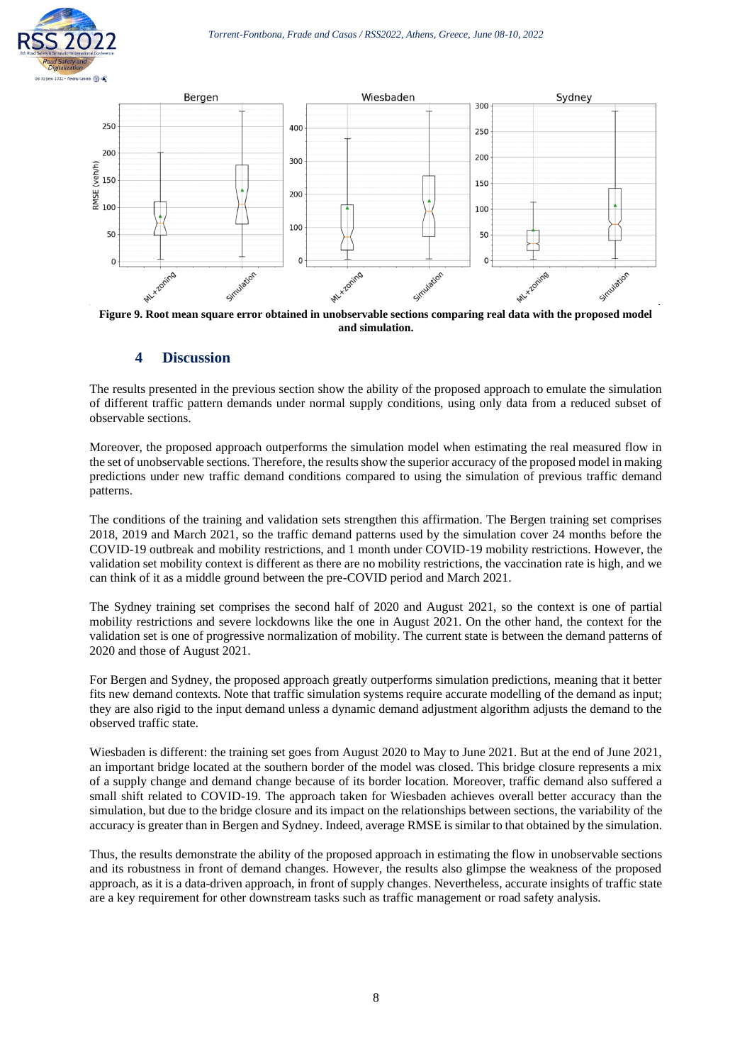Figure 9. Root mean square error obtained in unobservable sections comparing real data with the proposed model and simulation.

## 4 Discussion

The results presented in the previous section show the ability of the proposed approach to emulate the simulation of different traffic pattern demands under normal supply conditions, using only data from a reduced subset of observable sections.

Moreover, the proposed approach outperforms the simulation model when estimating the real measured flow in the set of unobservable sections. Therefore, the results show the superior accuracy of the proposed model in making predictions under new traffic demand conditions compared to using the simulation of previous traffic demand patterns.

The conditions of the training and validation sets strengthen this affirmation. The Bergen training set comprises 2018, 2019 and March 2021, so the traffic demand patterns used by the simulation cover 24 months before the COVID-19 outbreak and mobility restrictions, and 1 month under COVID-19 mobility restrictions. However, the validation set mobility context is different as there are no mobility restrictions, the vaccination rate is high, and we can think of it as a middle ground between the pre-COVID period and March 2021.

The Sydney training set comprises the second half of 2020 and August 2021, so the context is one of partial mobility restrictions and severe lockdowns like the one in August 2021. On the other hand, the context for the validation set is one of progressive normalization of mobility. The current state is between the demand patterns of 2020 and those of August 2021.

For Bergen and Sydney, the proposed approach greatly outperforms simulation predictions, meaning that it better fits new demand contexts. Note that traffic simulation systems require accurate modelling of the demand as input; they are also rigid to the input demand unless a dynamic demand adjustment algorithm adjusts the demand to the observed traffic state.

Wiesbaden is different: the training set goes from August 2020 to May to June 2021. But at the end of June 2021, an important bridge located at the southern border of the model was closed. This bridge closure represents a mix of a supply change and demand change because of its border location. Moreover, traffic demand also suffered a small shift related to COVID-19. The approach taken for Wiesbaden achieves overall better accuracy than the simulation, but due to the bridge closure and its impact on the relationships between sections, the variability of the accuracy is greater than in Bergen and Sydney. Indeed, average RMSE is similar to that obtained by the simulation.

Thus, the results demonstrate the ability of the proposed approach in estimating the flow in unobservable sections and its robustness in front of demand changes. However, the results also glimpse the weakness of the proposed approach, as it is a data-driven approach, in front of supply changes. Nevertheless, accurate insights of traffic state are a key requirement for other downstream tasks such as traffic management or road safety analysis.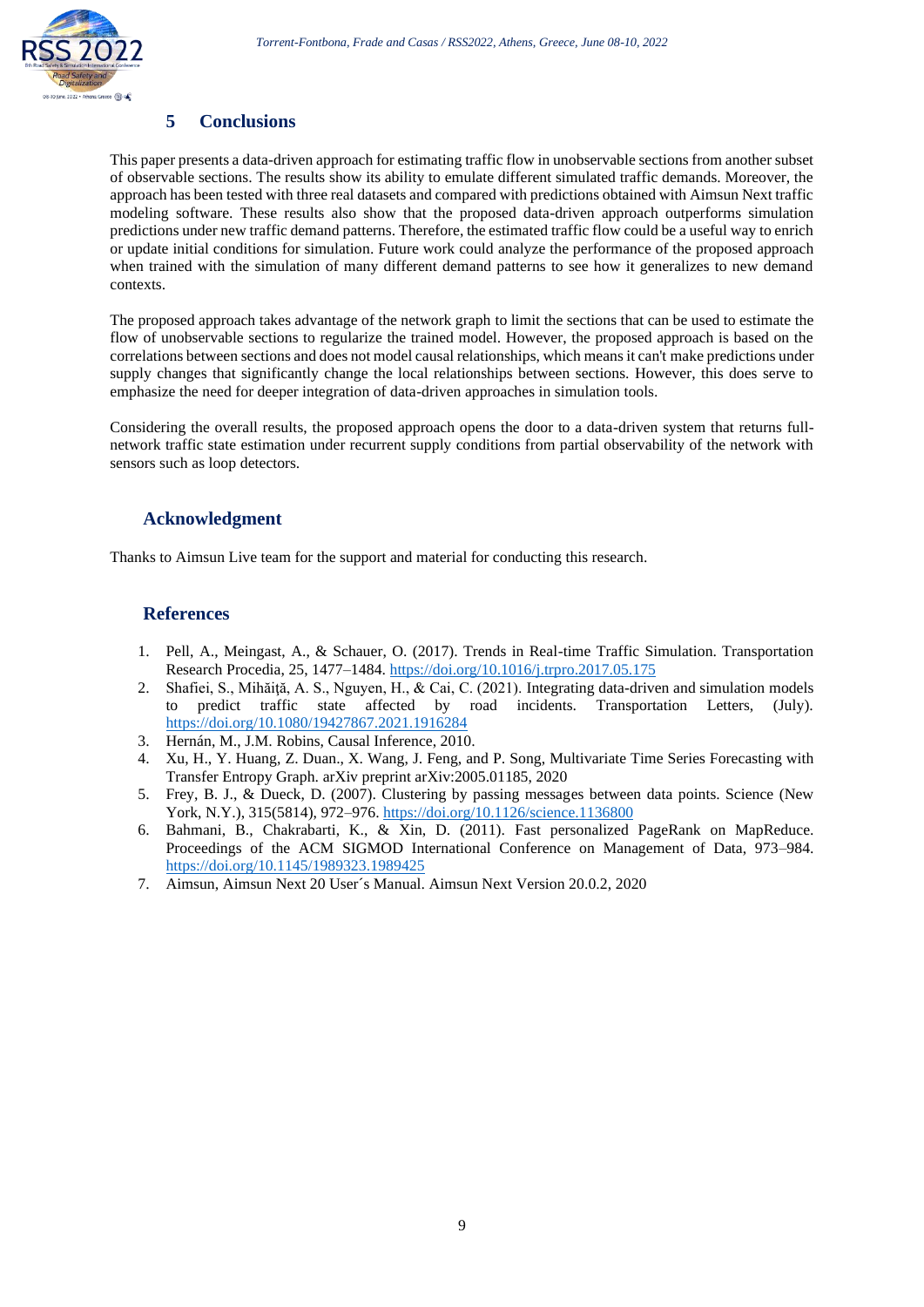## 5 Conclusions

This paper presents a data-driven approach for estimating traffic flow in unobservable sections from another subset of observable sections. The results show its ability to emulate different simulated traffic demands. Moreover, the approach has been tested with three real datasets and compared with predictions obtained with Aimsun Next traffic modeling software. These results also show that the proposed data-driven approach outperforms simulation predictions under new traffic demand patterns. Therefore, the estimated traffic flow could be a useful way to enrich or update initial conditions for simulation. Future work could analyze the performance of the proposed approach when trained with the simulation of many different demand patterns to see how it generalizes to new demand contexts.

The proposed approach takes advantage of the network graph to limit the sections that can be used to estimate the flow of unobservable sections to regularize the trained model. However, the proposed approach is based on the correlations between sections and does not model causal relationships, which means it can't make predictions under supply changes that significantly change the local relationships between sections. However, this does serve to emphasize the need for deeper integration of data-driven approaches in simulation tools.

Considering the overall results, the proposed approach opens the door to a data-driven system that returns full-network traffic state estimation under recurrent supply conditions from partial observability of the network with sensors such as loop detectors.

## Acknowledgment

Thanks to Aimsun Live team for the support and material for conducting this research.

## References

1. Pell, A., Meingast, A., & Schauer, O. (2017). Trends in Real-time Traffic Simulation. Transportation Research Procedia, 25, 1477–1484. https://doi.org/10.1016/j.trpro.2017.05.175
2. Shafiei, S., Mihăiță, A. S., Nguyen, H., & Cai, C. (2021). Integrating data-driven and simulation models to predict traffic state affected by road incidents. Transportation Letters, (July). https://doi.org/10.1080/19427867.2021.1916284
3. Hernán, M., J.M. Robins, Causal Inference, 2010.
4. Xu, H., Y. Huang, Z. Duan., X. Wang, J. Feng, and P. Song, Multivariate Time Series Forecasting with Transfer Entropy Graph. arXiv preprint arXiv:2005.01185, 2020
5. Frey, B. J., & Dueck, D. (2007). Clustering by passing messages between data points. Science (New York, N.Y.), 315(5814), 972–976. https://doi.org/10.1126/science.1136800
6. Bahmani, B., Chakrabarti, K., & Xin, D. (2011). Fast personalized PageRank on MapReduce. Proceedings of the ACM SIGMOD International Conference on Management of Data, 973–984. https://doi.org/10.1145/1989323.1989425
7. Aimsun, Aimsun Next 20 User´s Manual. Aimsun Next Version 20.0.2, 2020